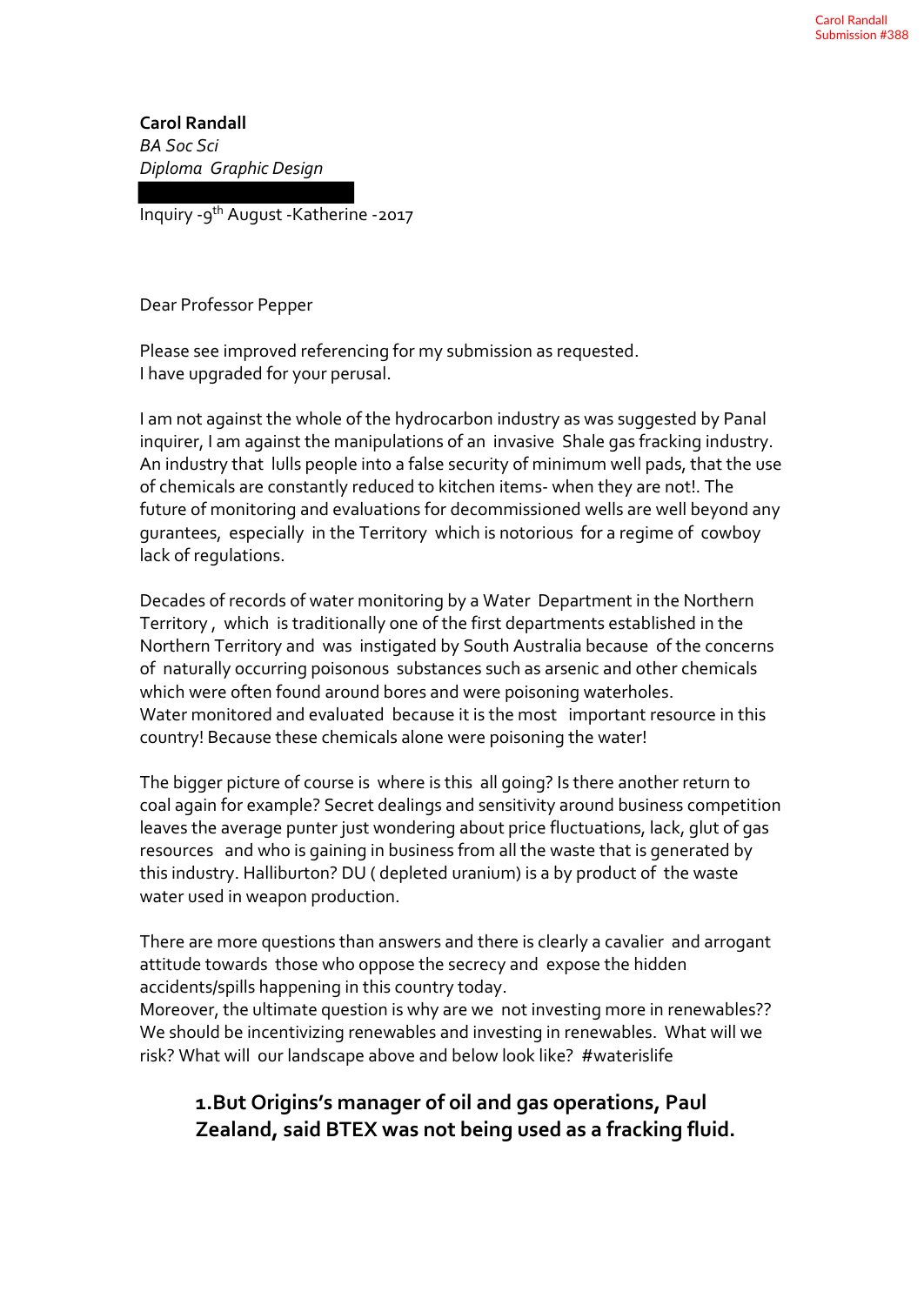Carol Randall
Submission #388

**Carol Randall**
*BA Soc Sci*
*Diploma Graphic Design*

Inquiry -9th August -Katherine -2017

Dear Professor Pepper

Please see improved referencing for my submission as requested.
I have upgraded for your perusal.

I am not against the whole of the hydrocarbon industry as was suggested by Panal inquirer, I am against the manipulations of an invasive Shale gas fracking industry. An industry that lulls people into a false security of minimum well pads, that the use of chemicals are constantly reduced to kitchen items- when they are not!. The future of monitoring and evaluations for decommissioned wells are well beyond any gurantees, especially in the Territory which is notorious for a regime of cowboy lack of regulations.

Decades of records of water monitoring by a Water Department in the Northern Territory, which is traditionally one of the first departments established in the Northern Territory and was instigated by South Australia because of the concerns of naturally occurring poisonous substances such as arsenic and other chemicals which were often found around bores and were poisoning waterholes.
Water monitored and evaluated because it is the most important resource in this country! Because these chemicals alone were poisoning the water!

The bigger picture of course is where is this all going? Is there another return to coal again for example? Secret dealings and sensitivity around business competition leaves the average punter just wondering about price fluctuations, lack, glut of gas resources and who is gaining in business from all the waste that is generated by this industry. Halliburton? DU ( depleted uranium) is a by product of the waste water used in weapon production.

There are more questions than answers and there is clearly a cavalier and arrogant attitude towards those who oppose the secrecy and expose the hidden accidents/spills happening in this country today.
Moreover, the ultimate question is why are we not investing more in renewables?? We should be incentivizing renewables and investing in renewables. What will we risk? What will our landscape above and below look like? #waterislife

**1.But Origins's manager of oil and gas operations, Paul Zealand, said BTEX was not being used as a fracking fluid.**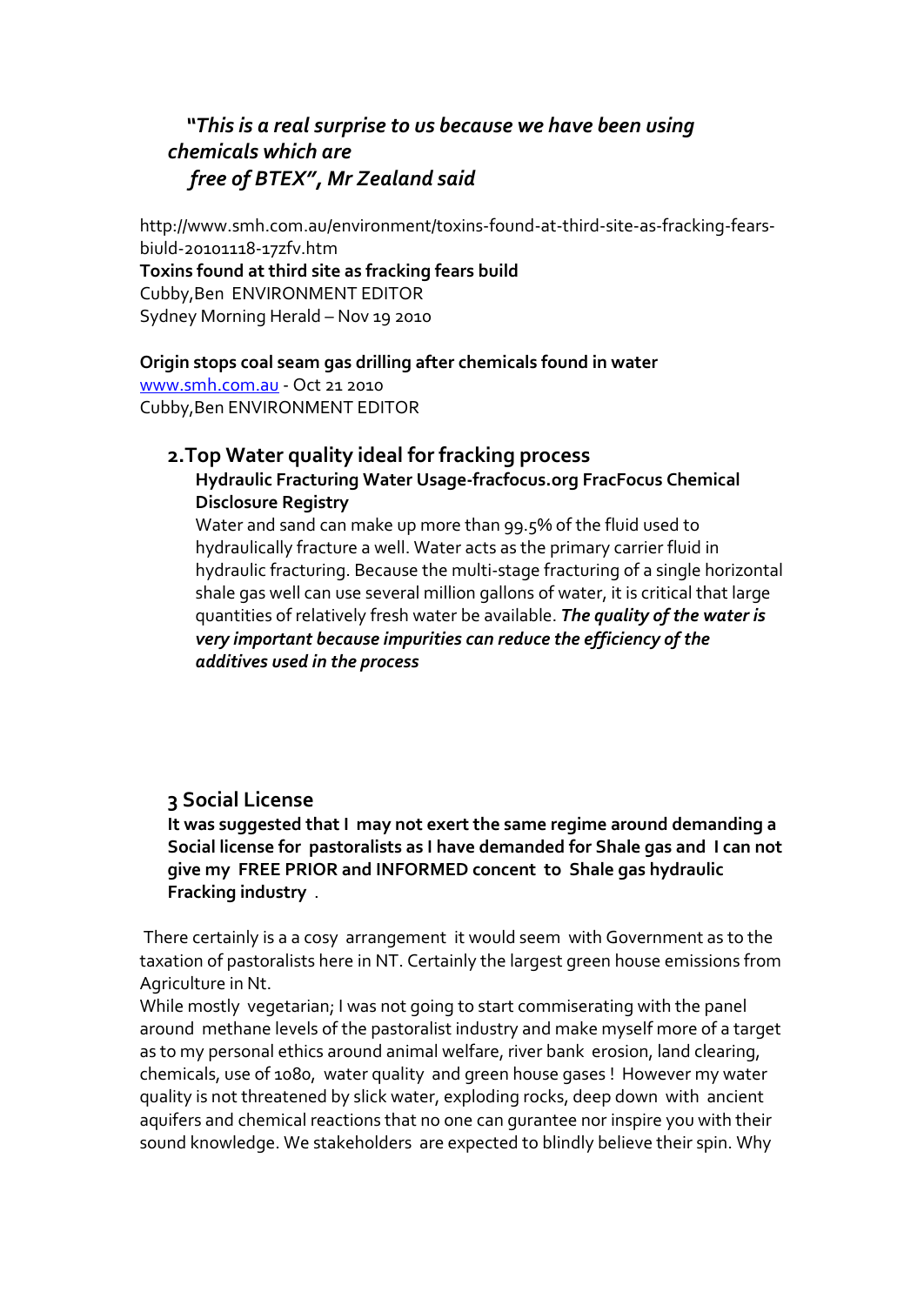***"This is a real surprise to us because we have been using chemicals which are free of BTEX", Mr Zealand said***

http://www.smh.com.au/environment/toxins-found-at-third-site-as-fracking-fears-biuld-20101118-17zfv.htm

**Toxins found at third site as fracking fears build**
Cubby,Ben ENVIRONMENT EDITOR
Sydney Morning Herald – Nov 19 2010

**Origin stops coal seam gas drilling after chemicals found in water**
www.smh.com.au - Oct 21 2010
Cubby,Ben ENVIRONMENT EDITOR

## 2.Top Water quality ideal for fracking process

**Hydraulic Fracturing Water Usage-fracfocus.org FracFocus Chemical Disclosure Registry**

Water and sand can make up more than 99.5% of the fluid used to hydraulically fracture a well. Water acts as the primary carrier fluid in hydraulic fracturing. Because the multi-stage fracturing of a single horizontal shale gas well can use several million gallons of water, it is critical that large quantities of relatively fresh water be available. ***The quality of the water is very important because impurities can reduce the efficiency of the additives used in the process***

## 3 Social License

**It was suggested that I may not exert the same regime around demanding a Social license for pastoralists as I have demanded for Shale gas and I can not give my FREE PRIOR and INFORMED concent to Shale gas hydraulic Fracking industry** .

There certainly is a a cosy arrangement it would seem with Government as to the taxation of pastoralists here in NT. Certainly the largest green house emissions from Agriculture in Nt.
While mostly vegetarian; I was not going to start commiserating with the panel around methane levels of the pastoralist industry and make myself more of a target as to my personal ethics around animal welfare, river bank erosion, land clearing, chemicals, use of 1080, water quality and green house gases ! However my water quality is not threatened by slick water, exploding rocks, deep down with ancient aquifers and chemical reactions that no one can gurantee nor inspire you with their sound knowledge. We stakeholders are expected to blindly believe their spin. Why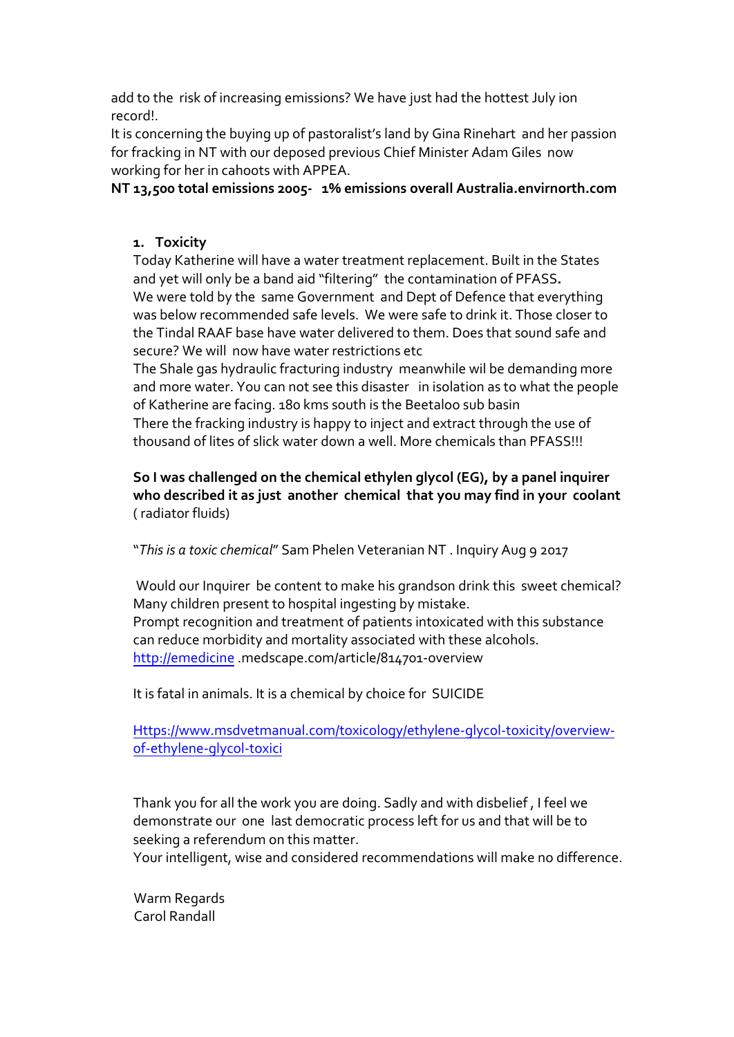add to the risk of increasing emissions? We have just had the hottest July ion record!.
It is concerning the buying up of pastoralist's land by Gina Rinehart and her passion for fracking in NT with our deposed previous Chief Minister Adam Giles now working for her in cahoots with APPEA.
**NT 13,500 total emissions 2005- 1% emissions overall Australia.envirnorth.com**

1. **Toxicity**

Today Katherine will have a water treatment replacement. Built in the States and yet will only be a band aid "filtering" the contamination of PFASS**.**
We were told by the same Government and Dept of Defence that everything was below recommended safe levels. We were safe to drink it. Those closer to the Tindal RAAF base have water delivered to them. Does that sound safe and secure? We will now have water restrictions etc
The Shale gas hydraulic fracturing industry meanwhile wil be demanding more and more water. You can not see this disaster in isolation as to what the people of Katherine are facing. 180 kms south is the Beetaloo sub basin
There the fracking industry is happy to inject and extract through the use of thousand of lites of slick water down a well. More chemicals than PFASS!!!

**So I was challenged on the chemical ethylen glycol (EG), by a panel inquirer who described it as just another chemical that you may find in your coolant** ( radiator fluids)

"*This is a toxic chemical*" Sam Phelen Veteranian NT . Inquiry Aug 9 2017

Would our Inquirer be content to make his grandson drink this sweet chemical? Many children present to hospital ingesting by mistake.
Prompt recognition and treatment of patients intoxicated with this substance can reduce morbidity and mortality associated with these alcohols.
http://emedicine .medscape.com/article/814701-overview

It is fatal in animals. It is a chemical by choice for SUICIDE

Https://www.msdvetmanual.com/toxicology/ethylene-glycol-toxicity/overview-of-ethylene-glycol-toxici

Thank you for all the work you are doing. Sadly and with disbelief , I feel we demonstrate our one last democratic process left for us and that will be to seeking a referendum on this matter.
Your intelligent, wise and considered recommendations will make no difference.

Warm Regards
Carol Randall